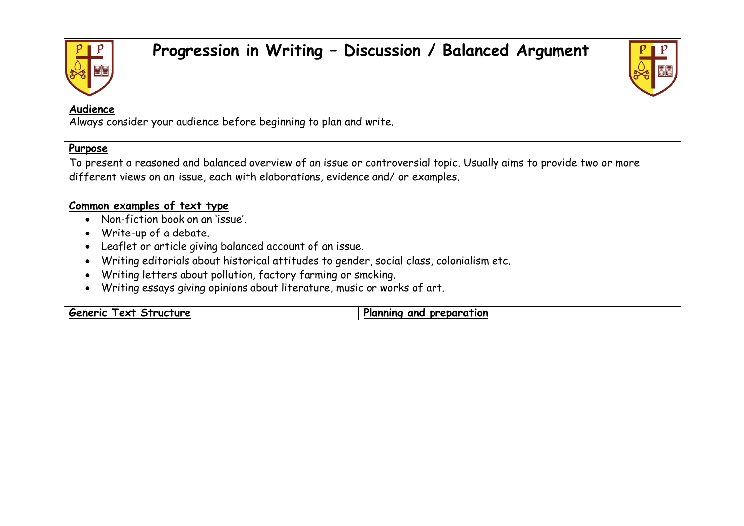# Progression in Writing – Discussion / Balanced Argument

**Audience**

Always consider your audience before beginning to plan and write.

**Purpose**

To present a reasoned and balanced overview of an issue or controversial topic. Usually aims to provide two or more different views on an issue, each with elaborations, evidence and/ or examples.

**Common examples of text type**

- Non-fiction book on an 'issue'.
- Write-up of a debate.
- Leaflet or article giving balanced account of an issue.
- Writing editorials about historical attitudes to gender, social class, colonialism etc.
- Writing letters about pollution, factory farming or smoking.
- Writing essays giving opinions about literature, music or works of art.

| Generic Text Structure | Planning and preparation |
| --- | --- |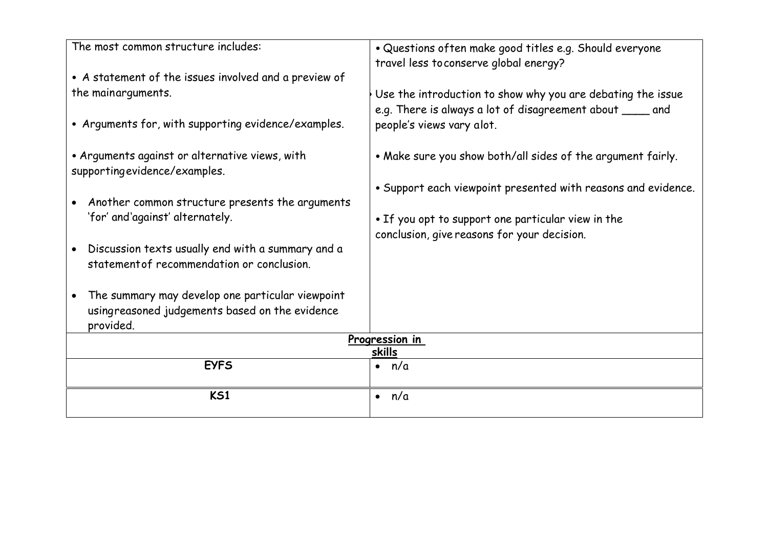| The most common structure includes:<br><br>• A statement of the issues involved and a preview of the mainarguments.<br><br>• Arguments for, with supporting evidence/examples.<br><br>• Arguments against or alternative views, with supportingevidence/examples.<br><br>• Another common structure presents the arguments 'for' and'against' alternately.<br><br>• Discussion texts usually end with a summary and a statementof recommendation or conclusion.<br><br>• The summary may develop one particular viewpoint usingreasoned judgements based on the evidence provided. | • Questions often make good titles e.g. Should everyone travel less toconserve global energy?<br><br>• Use the introduction to show why you are debating the issue e.g. There is always a lot of disagreement about ____ and people's views vary alot.<br><br>• Make sure you show both/all sides of the argument fairly.<br><br>• Support each viewpoint presented with reasons and evidence.<br><br>• If you opt to support one particular view in the conclusion, give reasons for your decision. |
|---|---|
| **<u>Progression in skills</u>** | |
| **EYFS** | • n/a |
| **KS1** | • n/a |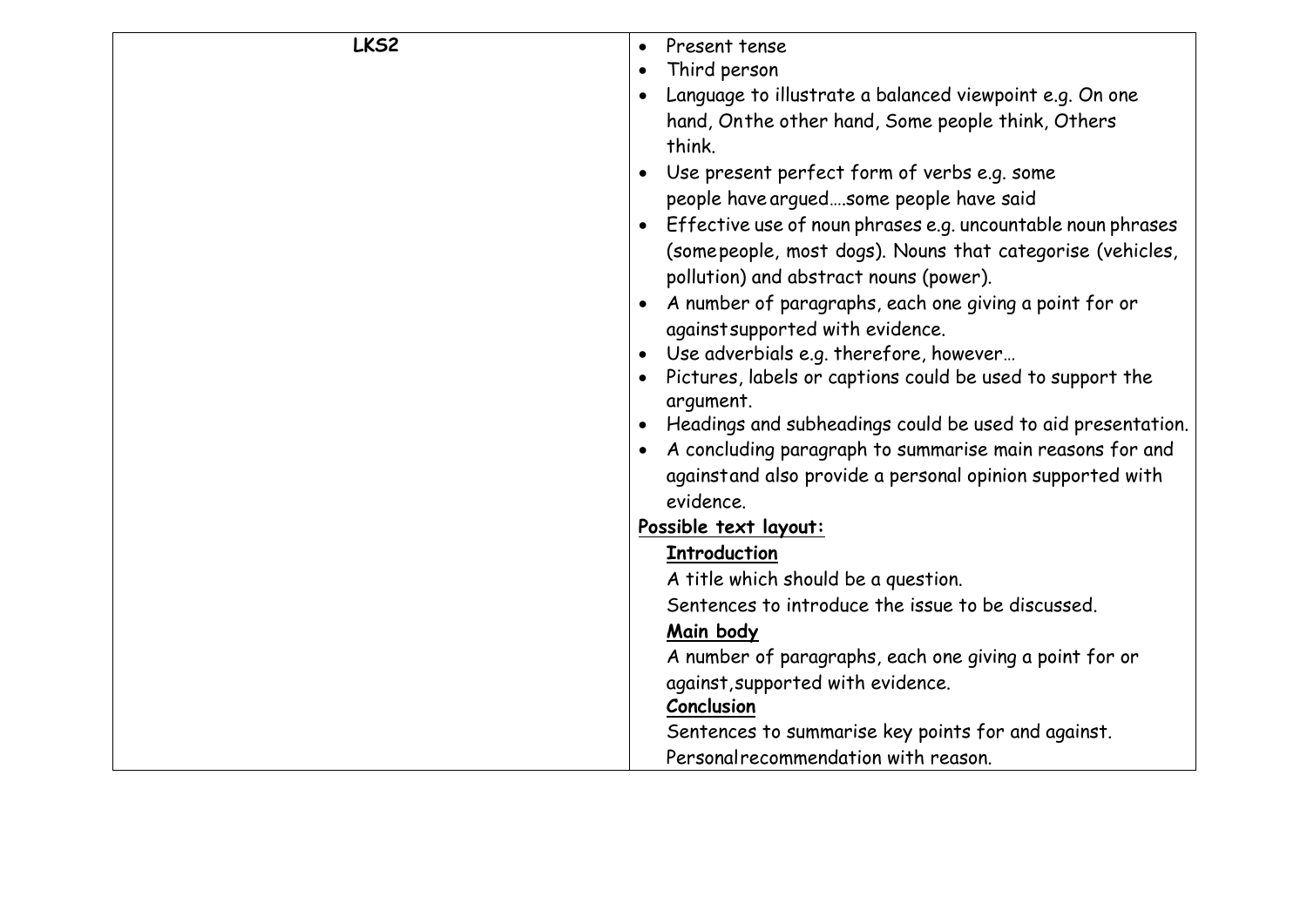| LKS2 | <ul><li>Present tense</li><li>Third person</li><li>Language to illustrate a balanced viewpoint e.g. On one hand, Onthe other hand, Some people think, Others think.</li><li>Use present perfect form of verbs e.g. some people have argued….some people have said</li><li>Effective use of noun phrases e.g. uncountable noun phrases (somepeople, most dogs). Nouns that categorise (vehicles, pollution) and abstract nouns (power).</li><li>A number of paragraphs, each one giving a point for or againstsupported with evidence.</li><li>Use adverbials e.g. therefore, however…</li><li>Pictures, labels or captions could be used to support the argument.</li><li>Headings and subheadings could be used to aid presentation.</li><li>A concluding paragraph to summarise main reasons for and againstand also provide a personal opinion supported with evidence.</li></ul>**Possible text layout:**<br>**Introduction**<br>A title which should be a question.<br>Sentences to introduce the issue to be discussed.<br>**Main body**<br>A number of paragraphs, each one giving a point for or against,supported with evidence.<br>**Conclusion**<br>Sentences to summarise key points for and against.<br>Personalrecommendation with reason. |
| --- | --- |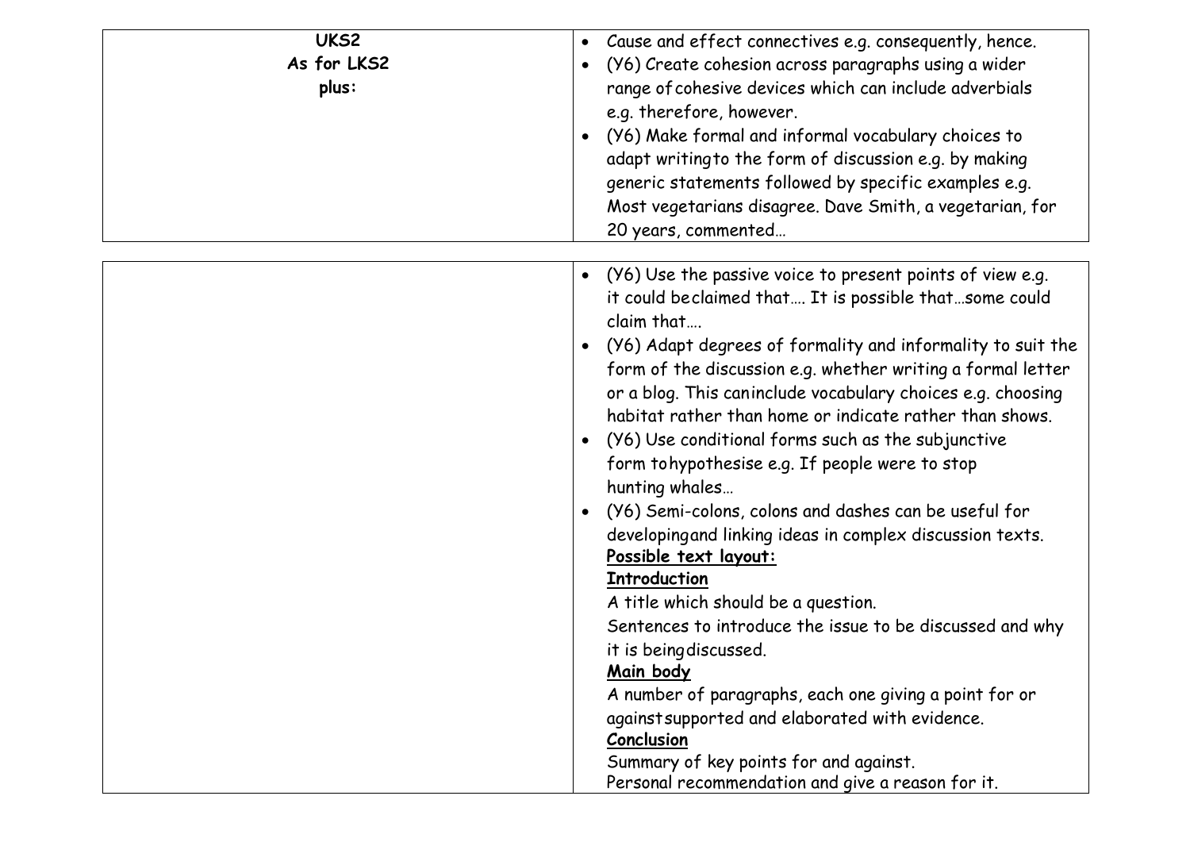| | |
|---|---|
| **UKS2**<br>**As for LKS2**<br>**plus:** | • Cause and effect connectives e.g. consequently, hence.<br>• (Y6) Create cohesion across paragraphs using a wider range of cohesive devices which can include adverbials e.g. therefore, however.<br>• (Y6) Make formal and informal vocabulary choices to adapt writing to the form of discussion e.g. by making generic statements followed by specific examples e.g. Most vegetarians disagree. Dave Smith, a vegetarian, for 20 years, commented… |

| | |
|---|---|
| | • (Y6) Use the passive voice to present points of view e.g. it could be claimed that…. It is possible that…some could claim that….<br>• (Y6) Adapt degrees of formality and informality to suit the form of the discussion e.g. whether writing a formal letter or a blog. This can include vocabulary choices e.g. choosing habitat rather than home or indicate rather than shows.<br>• (Y6) Use conditional forms such as the subjunctive form to hypothesise e.g. If people were to stop hunting whales…<br>• (Y6) Semi-colons, colons and dashes can be useful for developing and linking ideas in complex discussion texts.<br>**<u>Possible text layout:</u>**<br>**<u>Introduction</u>**<br>A title which should be a question.<br>Sentences to introduce the issue to be discussed and why it is being discussed.<br>**<u>Main body</u>**<br>A number of paragraphs, each one giving a point for or against supported and elaborated with evidence.<br>**<u>Conclusion</u>**<br>Summary of key points for and against.<br>Personal recommendation and give a reason for it. |